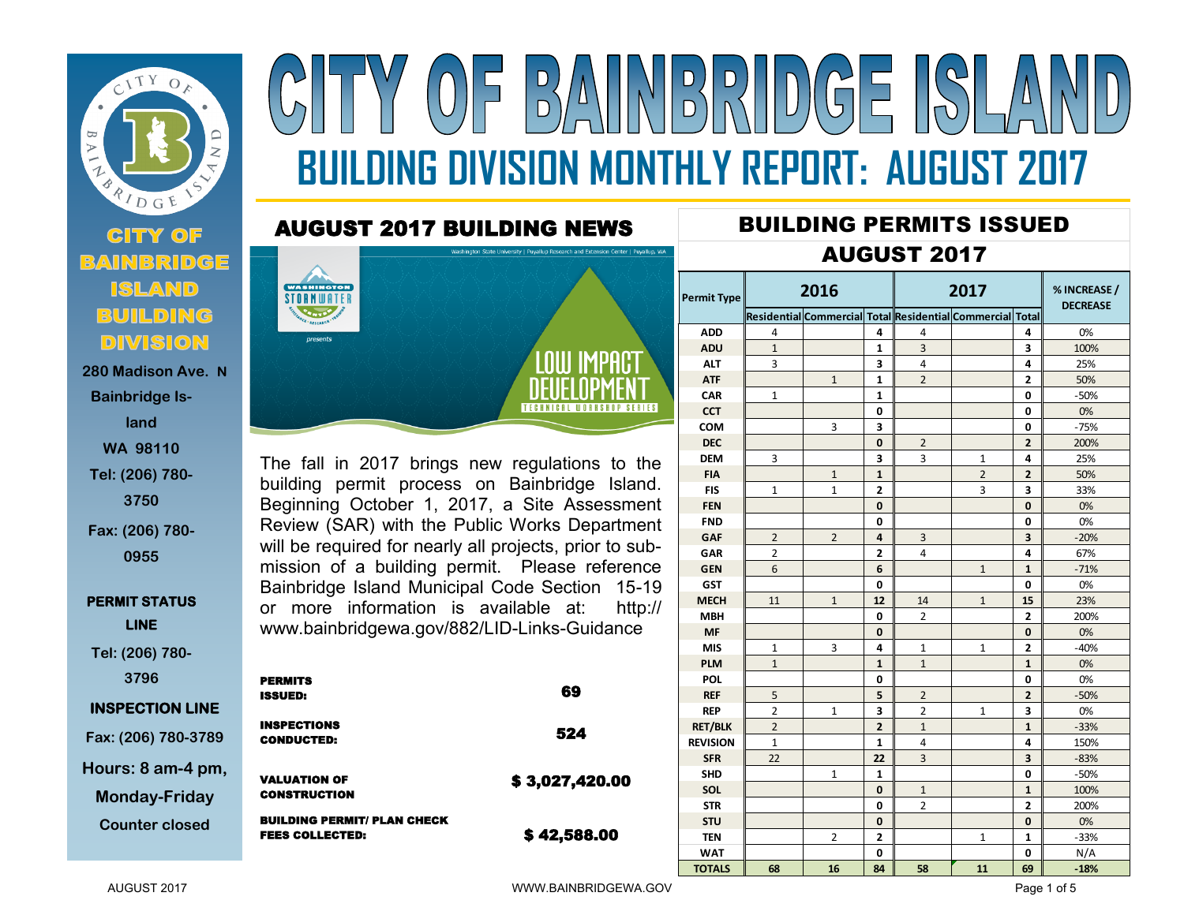# CITY OF BAINBRIDGE ISLAND

## BUILDING DIVISION MONTHLY REPORT: AUGUST 2017

**CITY OF BAINBRIDGE ISLAND BUILDING DIVISION**

280 Madison Ave. N
Bainbridge Island
WA 98110
Tel: (206) 780-3750
Fax: (206) 780-0955

**PERMIT STATUS LINE**
Tel: (206) 780-3796

**INSPECTION LINE**
Fax: (206) 780-3789

Hours: 8 am-4 pm, Monday-Friday
Counter closed

## AUGUST 2017 BUILDING NEWS

The fall in 2017 brings new regulations to the building permit process on Bainbridge Island. Beginning October 1, 2017, a Site Assessment Review (SAR) with the Public Works Department will be required for nearly all projects, prior to submission of a building permit. Please reference Bainbridge Island Municipal Code Section 15-19 or more information is available at: http://www.bainbridgewa.gov/882/LID-Links-Guidance

| | |
|---|---|
| **PERMITS ISSUED:** | **69** |
| **INSPECTIONS CONDUCTED:** | **524** |
| **VALUATION OF CONSTRUCTION** | **$ 3,027,420.00** |
| **BUILDING PERMIT/ PLAN CHECK FEES COLLECTED:** | **$ 42,588.00** |

## BUILDING PERMITS ISSUED AUGUST 2017

| Permit Type | 2016 | | | 2017 | | | % INCREASE / DECREASE |
|---|---|---|---|---|---|---|---|
| | Residential | Commercial | Total | Residential | Commercial | Total | |
| ADD | 4 | | 4 | 4 | | 4 | 0% |
| ADU | 1 | | 1 | 3 | | 3 | 100% |
| ALT | 3 | | 3 | 4 | | 4 | 25% |
| ATF | | 1 | 1 | 2 | | 2 | 50% |
| CAR | 1 | | 1 | | | 0 | -50% |
| CCT | | | 0 | | | 0 | 0% |
| COM | | 3 | 3 | | | 0 | -75% |
| DEC | | | 0 | 2 | | 2 | 200% |
| DEM | 3 | | 3 | 3 | 1 | 4 | 25% |
| FIA | | 1 | 1 | | 2 | 2 | 50% |
| FIS | 1 | 1 | 2 | | 3 | 3 | 33% |
| FEN | | | 0 | | | 0 | 0% |
| FND | | | 0 | | | 0 | 0% |
| GAF | 2 | 2 | 4 | 3 | | 3 | -20% |
| GAR | 2 | | 2 | 4 | | 4 | 67% |
| GEN | 6 | | 6 | | 1 | 1 | -71% |
| GST | | | 0 | | | 0 | 0% |
| MECH | 11 | 1 | 12 | 14 | 1 | 15 | 23% |
| MBH | | | 0 | 2 | | 2 | 200% |
| MF | | | 0 | | | 0 | 0% |
| MIS | 1 | 3 | 4 | 1 | 1 | 2 | -40% |
| PLM | 1 | | 1 | 1 | | 1 | 0% |
| POL | | | 0 | | | 0 | 0% |
| REF | 5 | | 5 | 2 | | 2 | -50% |
| REP | 2 | 1 | 3 | 2 | 1 | 3 | 0% |
| RET/BLK | 2 | | 2 | 1 | | 1 | -33% |
| REVISION | 1 | | 1 | 4 | | 4 | 150% |
| SFR | 22 | | 22 | 3 | | 3 | -83% |
| SHD | | 1 | 1 | | | 0 | -50% |
| SOL | | | 0 | 1 | | 1 | 100% |
| STR | | | 0 | 2 | | 2 | 200% |
| STU | | | 0 | | | 0 | 0% |
| TEN | | 2 | 2 | | 1 | 1 | -33% |
| WAT | | | 0 | | | 0 | N/A |
| **TOTALS** | **68** | **16** | **84** | **58** | **11** | **69** | **-18%** |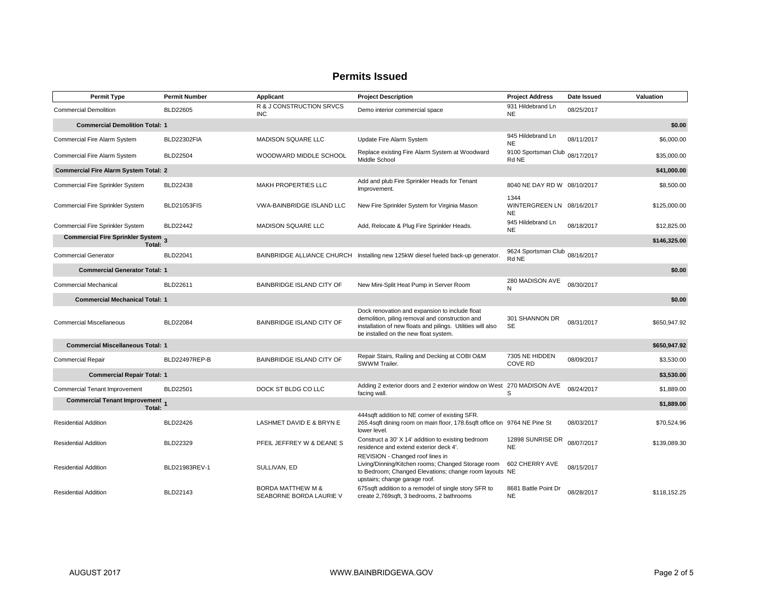## Permits Issued

| Permit Type | Permit Number | Applicant | Project Description | Project Address | Date Issued | Valuation |
|---|---|---|---|---|---|---|
| Commercial Demolition | BLD22605 | R & J CONSTRUCTION SRVCS INC | Demo interior commercial space | 931 Hildebrand Ln NE | 08/25/2017 | |
| **Commercial Demolition Total: 1** | | | | | | **$0.00** |
| Commercial Fire Alarm System | BLD22302FIA | MADISON SQUARE LLC | Update Fire Alarm System | 945 Hildebrand Ln NE | 08/11/2017 | $6,000.00 |
| Commercial Fire Alarm System | BLD22504 | WOODWARD MIDDLE SCHOOL | Replace existing Fire Alarm System at Woodward Middle School | 9100 Sportsman Club Rd NE | 08/17/2017 | $35,000.00 |
| **Commercial Fire Alarm System Total: 2** | | | | | | **$41,000.00** |
| Commercial Fire Sprinkler System | BLD22438 | MAKH PROPERTIES LLC | Add and plub Fire Sprinkler Heads for Tenant Improvement. | 8040 NE DAY RD W | 08/10/2017 | $8,500.00 |
| Commercial Fire Sprinkler System | BLD21053FIS | VWA-BAINBRIDGE ISLAND LLC | New Fire Sprinkler System for Virginia Mason | 1344 WINTERGREEN LN NE | 08/16/2017 | $125,000.00 |
| Commercial Fire Sprinkler System | BLD22442 | MADISON SQUARE LLC | Add, Relocate & Plug Fire Sprinkler Heads. | 945 Hildebrand Ln NE | 08/18/2017 | $12,825.00 |
| **Commercial Fire Sprinkler System Total: 3** | | | | | | **$146,325.00** |
| Commercial Generator | BLD22041 | BAINBRIDGE ALLIANCE CHURCH | Installing new 125kW diesel fueled back-up generator. | 9624 Sportsman Club Rd NE | 08/16/2017 | |
| **Commercial Generator Total: 1** | | | | | | **$0.00** |
| Commercial Mechanical | BLD22611 | BAINBRIDGE ISLAND CITY OF | New Mini-Split Heat Pump in Server Room | 280 MADISON AVE N | 08/30/2017 | |
| **Commercial Mechanical Total: 1** | | | | | | **$0.00** |
| Commercial Miscellaneous | BLD22084 | BAINBRIDGE ISLAND CITY OF | Dock renovation and expansion to include float demolition, piling removal and construction and installation of new floats and pilings. Utilities will also be installed on the new float system. | 301 SHANNON DR SE | 08/31/2017 | $650,947.92 |
| **Commercial Miscellaneous Total: 1** | | | | | | **$650,947.92** |
| Commercial Repair | BLD22497REP-B | BAINBRIDGE ISLAND CITY OF | Repair Stairs, Railing and Decking at COBI O&M SWWM Trailer. | 7305 NE HIDDEN COVE RD | 08/09/2017 | $3,530.00 |
| **Commercial Repair Total: 1** | | | | | | **$3,530.00** |
| Commercial Tenant Improvement | BLD22501 | DOCK ST BLDG CO LLC | Adding 2 exterior doors and 2 exterior window on West facing wall. | 270 MADISON AVE S | 08/24/2017 | $1,889.00 |
| **Commercial Tenant Improvement Total: 1** | | | | | | **$1,889.00** |
| Residential Addition | BLD22426 | LASHMET DAVID E & BRYN E | 444sqft addition to NE corner of existing SFR. 265.4sqft dining room on main floor, 178.6sqft office on lower level. | 9764 NE Pine St | 08/03/2017 | $70,524.96 |
| Residential Addition | BLD22329 | PFEIL JEFFREY W & DEANE S | Construct a 30' X 14' addition to existing bedroom residence and extend exterior deck 4'. | 12898 SUNRISE DR NE | 08/07/2017 | $139,089.30 |
| Residential Addition | BLD21983REV-1 | SULLIVAN, ED | REVISION - Changed roof lines in Living/Dinning/Kitchen rooms; Changed Storage room to Bedroom; Changed Elevations; change room layouts upstairs; change garage roof. | 602 CHERRY AVE NE | 08/15/2017 | |
| Residential Addition | BLD22143 | BORDA MATTHEW M & SEABORNE BORDA LAURIE V | 675sqft addition to a remodel of single story SFR to create 2,769sqft, 3 bedrooms, 2 bathrooms | 8681 Battle Point Dr NE | 08/28/2017 | $118,152.25 |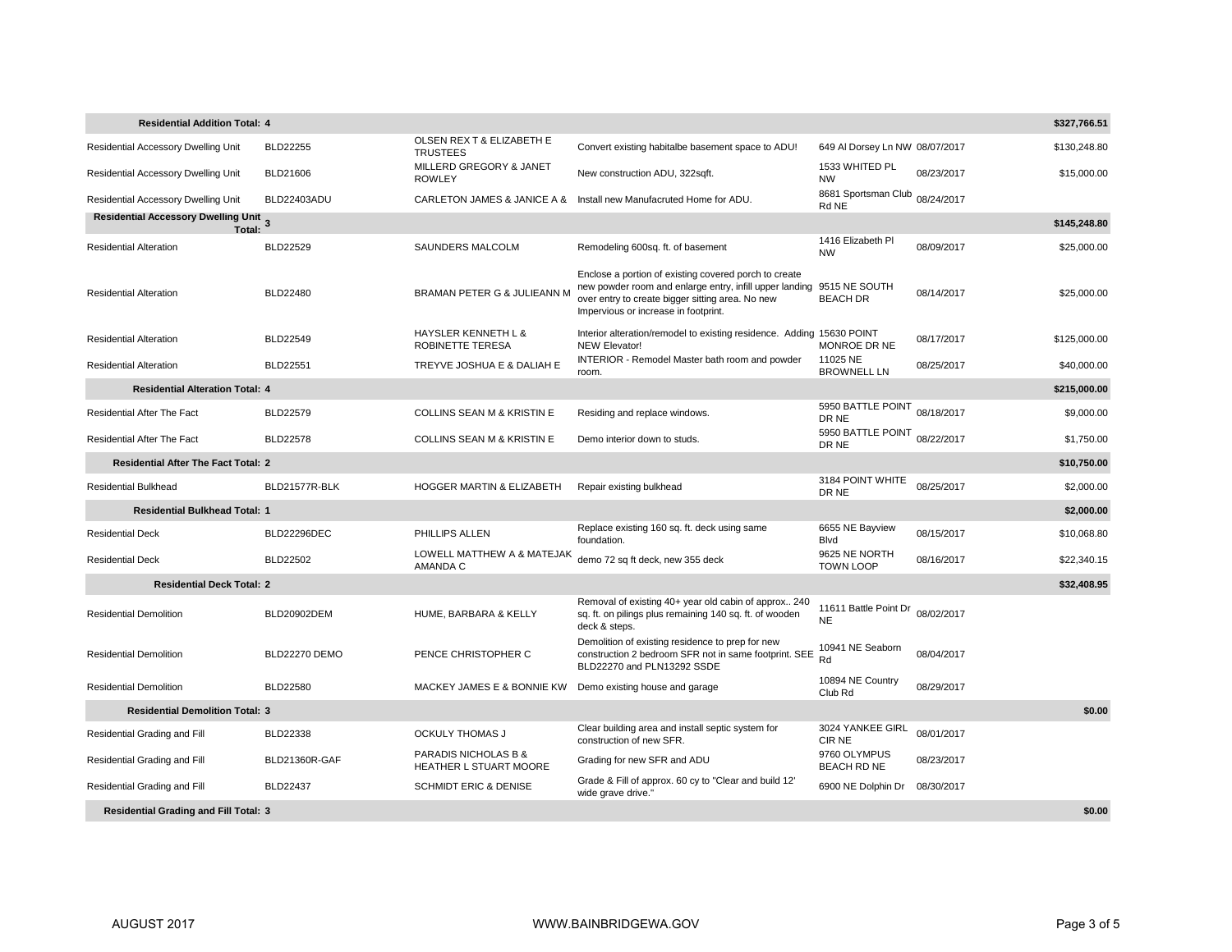| | | | | | | |
|---|---|---|---|---|---|---|
| **Residential Addition Total: 4** | | | | | | **$327,766.51** |
| Residential Accessory Dwelling Unit | BLD22255 | OLSEN REX T & ELIZABETH E TRUSTEES | Convert existing habitalbe basement space to ADU! | 649 Al Dorsey Ln NW | 08/07/2017 | $130,248.80 |
| Residential Accessory Dwelling Unit | BLD21606 | MILLERD GREGORY & JANET ROWLEY | New construction ADU, 322sqft. | 1533 WHITED PL NW | 08/23/2017 | $15,000.00 |
| Residential Accessory Dwelling Unit | BLD22403ADU | CARLETON JAMES & JANICE A & | Install new Manufacruted Home for ADU. | 8681 Sportsman Club Rd NE | 08/24/2017 | |
| **Residential Accessory Dwelling Unit Total: 3** | | | | | | **$145,248.80** |
| Residential Alteration | BLD22529 | SAUNDERS MALCOLM | Remodeling 600sq. ft. of basement | 1416 Elizabeth Pl NW | 08/09/2017 | $25,000.00 |
| Residential Alteration | BLD22480 | BRAMAN PETER G & JULIEANN M | Enclose a portion of existing covered porch to create new powder room and enlarge entry, infill upper landing over entry to create bigger sitting area. No new Impervious or increase in footprint. | 9515 NE SOUTH BEACH DR | 08/14/2017 | $25,000.00 |
| Residential Alteration | BLD22549 | HAYSLER KENNETH L & ROBINETTE TERESA | Interior alteration/remodel to existing residence. Adding NEW Elevator! | 15630 POINT MONROE DR NE | 08/17/2017 | $125,000.00 |
| Residential Alteration | BLD22551 | TREYVE JOSHUA E & DALIAH E | INTERIOR - Remodel Master bath room and powder room. | 11025 NE BROWNELL LN | 08/25/2017 | $40,000.00 |
| **Residential Alteration Total: 4** | | | | | | **$215,000.00** |
| Residential After The Fact | BLD22579 | COLLINS SEAN M & KRISTIN E | Residing and replace windows. | 5950 BATTLE POINT DR NE | 08/18/2017 | $9,000.00 |
| Residential After The Fact | BLD22578 | COLLINS SEAN M & KRISTIN E | Demo interior down to studs. | 5950 BATTLE POINT DR NE | 08/22/2017 | $1,750.00 |
| **Residential After The Fact Total: 2** | | | | | | **$10,750.00** |
| Residential Bulkhead | BLD21577R-BLK | HOGGER MARTIN & ELIZABETH | Repair existing bulkhead | 3184 POINT WHITE DR NE | 08/25/2017 | $2,000.00 |
| **Residential Bulkhead Total: 1** | | | | | | **$2,000.00** |
| Residential Deck | BLD22296DEC | PHILLIPS ALLEN | Replace existing 160 sq. ft. deck using same foundation. | 6655 NE Bayview Blvd | 08/15/2017 | $10,068.80 |
| Residential Deck | BLD22502 | LOWELL MATTHEW A & MATEJAK AMANDA C | demo 72 sq ft deck, new 355 deck | 9625 NE NORTH TOWN LOOP | 08/16/2017 | $22,340.15 |
| **Residential Deck Total: 2** | | | | | | **$32,408.95** |
| Residential Demolition | BLD20902DEM | HUME, BARBARA & KELLY | Removal of existing 40+ year old cabin of approx.. 240 sq. ft. on pilings plus remaining 140 sq. ft. of wooden deck & steps. | 11611 Battle Point Dr NE | 08/02/2017 | |
| Residential Demolition | BLD22270 DEMO | PENCE CHRISTOPHER C | Demolition of existing residence to prep for new construction 2 bedroom SFR not in same footprint. SEE BLD22270 and PLN13292 SSDE | 10941 NE Seaborn Rd | 08/04/2017 | |
| Residential Demolition | BLD22580 | MACKEY JAMES E & BONNIE KW | Demo existing house and garage | 10894 NE Country Club Rd | 08/29/2017 | |
| **Residential Demolition Total: 3** | | | | | | **$0.00** |
| Residential Grading and Fill | BLD22338 | OCKULY THOMAS J | Clear building area and install septic system for construction of new SFR. | 3024 YANKEE GIRL CIR NE | 08/01/2017 | |
| Residential Grading and Fill | BLD21360R-GAF | PARADIS NICHOLAS B & HEATHER L STUART MOORE | Grading for new SFR and ADU | 9760 OLYMPUS BEACH RD NE | 08/23/2017 | |
| Residential Grading and Fill | BLD22437 | SCHMIDT ERIC & DENISE | Grade & Fill of approx. 60 cy to "Clear and build 12' wide grave drive." | 6900 NE Dolphin Dr | 08/30/2017 | |
| **Residential Grading and Fill Total: 3** | | | | | | **$0.00** |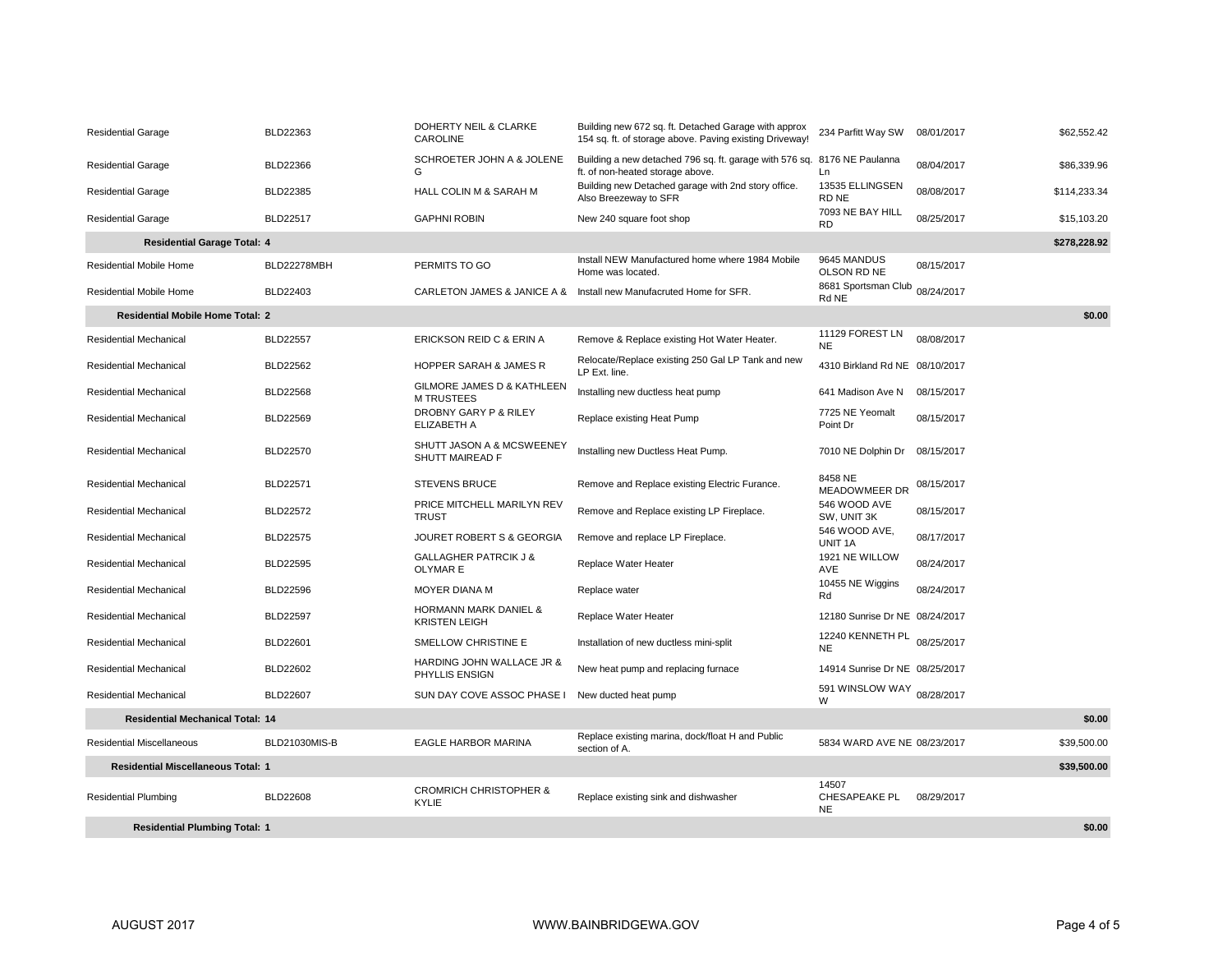| | | | | | | |
|---|---|---|---|---|---|---|
| Residential Garage | BLD22363 | DOHERTY NEIL & CLARKE CAROLINE | Building new 672 sq. ft. Detached Garage with approx 154 sq. ft. of storage above. Paving existing Driveway! | 234 Parfitt Way SW | 08/01/2017 | $62,552.42 |
| Residential Garage | BLD22366 | SCHROETER JOHN A & JOLENE G | Building a new detached 796 sq. ft. garage with 576 sq. ft. of non-heated storage above. | 8176 NE Paulanna Ln | 08/04/2017 | $86,339.96 |
| Residential Garage | BLD22385 | HALL COLIN M & SARAH M | Building new Detached garage with 2nd story office. Also Breezeway to SFR | 13535 ELLINGSEN RD NE | 08/08/2017 | $114,233.34 |
| Residential Garage | BLD22517 | GAPHNI ROBIN | New 240 square foot shop | 7093 NE BAY HILL RD | 08/25/2017 | $15,103.20 |
| **Residential Garage Total: 4** | | | | | | **$278,228.92** |
| Residential Mobile Home | BLD22278MBH | PERMITS TO GO | Install NEW Manufactured home where 1984 Mobile Home was located. | 9645 MANDUS OLSON RD NE | 08/15/2017 | |
| Residential Mobile Home | BLD22403 | CARLETON JAMES & JANICE A & | Install new Manufacruted Home for SFR. | 8681 Sportsman Club Rd NE | 08/24/2017 | |
| **Residential Mobile Home Total: 2** | | | | | | **$0.00** |
| Residential Mechanical | BLD22557 | ERICKSON REID C & ERIN A | Remove & Replace existing Hot Water Heater. | 11129 FOREST LN NE | 08/08/2017 | |
| Residential Mechanical | BLD22562 | HOPPER SARAH & JAMES R | Relocate/Replace existing 250 Gal LP Tank and new LP Ext. line. | 4310 Birkland Rd NE | 08/10/2017 | |
| Residential Mechanical | BLD22568 | GILMORE JAMES D & KATHLEEN M TRUSTEES | Installing new ductless heat pump | 641 Madison Ave N | 08/15/2017 | |
| Residential Mechanical | BLD22569 | DROBNY GARY P & RILEY ELIZABETH A | Replace existing Heat Pump | 7725 NE Yeomalt Point Dr | 08/15/2017 | |
| Residential Mechanical | BLD22570 | SHUTT JASON A & MCSWEENEY SHUTT MAIREAD F | Installing new Ductless Heat Pump. | 7010 NE Dolphin Dr | 08/15/2017 | |
| Residential Mechanical | BLD22571 | STEVENS BRUCE | Remove and Replace existing Electric Furance. | 8458 NE MEADOWMEER DR | 08/15/2017 | |
| Residential Mechanical | BLD22572 | PRICE MITCHELL MARILYN REV TRUST | Remove and Replace existing LP Fireplace. | 546 WOOD AVE SW, UNIT 3K | 08/15/2017 | |
| Residential Mechanical | BLD22575 | JOURET ROBERT S & GEORGIA | Remove and replace LP Fireplace. | 546 WOOD AVE, UNIT 1A | 08/17/2017 | |
| Residential Mechanical | BLD22595 | GALLAGHER PATRCIK J & OLYMAR E | Replace Water Heater | 1921 NE WILLOW AVE | 08/24/2017 | |
| Residential Mechanical | BLD22596 | MOYER DIANA M | Replace water | 10455 NE Wiggins Rd | 08/24/2017 | |
| Residential Mechanical | BLD22597 | HORMANN MARK DANIEL & KRISTEN LEIGH | Replace Water Heater | 12180 Sunrise Dr NE | 08/24/2017 | |
| Residential Mechanical | BLD22601 | SMELLOW CHRISTINE E | Installation of new ductless mini-split | 12240 KENNETH PL NE | 08/25/2017 | |
| Residential Mechanical | BLD22602 | HARDING JOHN WALLACE JR & PHYLLIS ENSIGN | New heat pump and replacing furnace | 14914 Sunrise Dr NE | 08/25/2017 | |
| Residential Mechanical | BLD22607 | SUN DAY COVE ASSOC PHASE I | New ducted heat pump | 591 WINSLOW WAY W | 08/28/2017 | |
| **Residential Mechanical Total: 14** | | | | | | **$0.00** |
| Residential Miscellaneous | BLD21030MIS-B | EAGLE HARBOR MARINA | Replace existing marina, dock/float H and Public section of A. | 5834 WARD AVE NE | 08/23/2017 | $39,500.00 |
| **Residential Miscellaneous Total: 1** | | | | | | **$39,500.00** |
| Residential Plumbing | BLD22608 | CROMRICH CHRISTOPHER & KYLIE | Replace existing sink and dishwasher | 14507 CHESAPEAKE PL NE | 08/29/2017 | |
| **Residential Plumbing Total: 1** | | | | | | **$0.00** |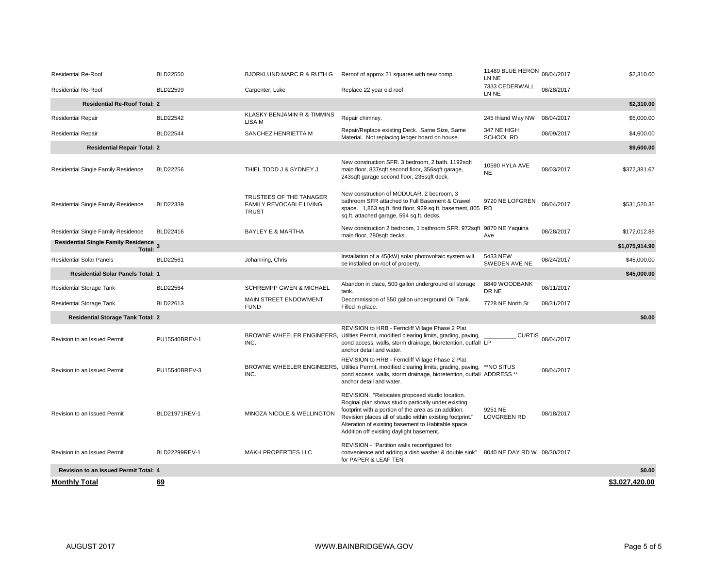| | | | | | | |
|---|---|---|---|---|---|---|
| Residential Re-Roof | BLD22550 | BJORKLUND MARC R & RUTH G | Reroof of approx 21 squares with new comp. | 11489 BLUE HERON LN NE | 08/04/2017 | $2,310.00 |
| Residential Re-Roof | BLD22599 | Carpenter, Luke | Replace 22 year old roof | 7333 CEDERWALL LN NE | 08/28/2017 | |
| **Residential Re-Roof Total: 2** | | | | | | **$2,310.00** |
| Residential Repair | BLD22542 | KLASKY BENJAMIN R & TIMMINS LISA M | Repair chimney. | 245 Ihland Way NW | 08/04/2017 | $5,000.00 |
| Residential Repair | BLD22544 | SANCHEZ HENRIETTA M | Repair/Replace existing Deck. Same Size, Same Material. Not replacing ledger board on house. | 347 NE HIGH SCHOOL RD | 08/09/2017 | $4,600.00 |
| **Residential Repair Total: 2** | | | | | | **$9,600.00** |
| Residential Single Family Residence | BLD22256 | THIEL TODD J & SYDNEY J | New construction SFR. 3 bedroom, 2 bath. 1192sqft main floor, 837sqft second floor, 356sqft garage, 243sqft garage second floor, 235sqft deck. | 10590 HYLA AVE NE | 08/03/2017 | $372,381.67 |
| Residential Single Family Residence | BLD22339 | TRUSTEES OF THE TANAGER FAMILY REVOCABLE LIVING TRUST | New construction of MODULAR, 2 bedroom, 3 bathroom SFR attached to Full Basement & Crawel space. 1,863 sq.ft. first floor, 929 sq.ft. basement, 805 sq.ft. attached garage, 594 sq.ft. decks. | 9720 NE LOFGREN RD | 08/04/2017 | $531,520.35 |
| Residential Single Family Residence | BLD22416 | BAYLEY E & MARTHA | New construction 2 bedroom, 1 bathroom SFR. 972sqft main floor, 280sqft decks. | 9870 NE Yaquina Ave | 08/28/2017 | $172,012.88 |
| **Residential Single Family Residence Total: 3** | | | | | | **$1,075,914.90** |
| Residential Solar Panels | BLD22561 | Johanning, Chris | Installation of a 45(kW) solar photovoltaic system will be instlalled on roof of property. | 5433 NEW SWEDEN AVE NE | 08/24/2017 | $45,000.00 |
| **Residential Solar Panels Total: 1** | | | | | | **$45,000.00** |
| Residential Storage Tank | BLD22564 | SCHREMPP GWEN & MICHAEL | Abandon in place, 500 gallon underground oil storage tank. | 8849 WOODBANK DR NE | 08/11/2017 | |
| Residential Storage Tank | BLD22613 | MAIN STREET ENDOWMENT FUND | Decommission of 550 gallon underground Oil Tank. Filled in place. | 7728 NE North St | 08/31/2017 | |
| **Residential Storage Tank Total: 2** | | | | | | **$0.00** |
| Revision to an Issued Permit | PU15540BREV-1 | BROWNE WHEELER ENGINEERS, INC. | REVISION to HRB - Ferncliff Village Phase 2 Plat Utilties Permit, modified clearing limits, grading, paving, pond access, walls, storm drainage, bioretention, outfall anchor detail and water. | _________ CURTIS LP | 08/04/2017 | |
| Revision to an Issued Permit | PU15540BREV-3 | BROWNE WHEELER ENGINEERS, INC. | REVISION to HRB - Ferncliff Village Phase 2 Plat Utilties Permit, modified clearing limits, grading, paving, pond access, walls, storm drainage, bioretention, outfall anchor detail and water. | **NO SITUS ADDRESS ** | 08/04/2017 | |
| Revision to an Issued Permit | BLD21971REV-1 | MINOZA NICOLE & WELLINGTON | REVISION. "Relocates proposed studio location. Roginal plan shows studio partically under existing footprint with a portion of the area as an addition. Revision places all of studio within existing footprint." Alteration of existing basement to Habitable space. Addition off existing daylight basement. | 9251 NE LOVGREEN RD | 08/18/2017 | |
| Revision to an Issued Permit | BLD22299REV-1 | MAKH PROPERTIES LLC | REVISION - "Partition walls reconfigured for convenience and adding a dish washer & double sink" for PAPER & LEAF TEN | 8040 NE DAY RD W | 08/30/2017 | |
| **Revision to an Issued Permit Total: 4** | | | | | | **$0.00** |
| **Monthly Total** | **69** | | | | | **$3,027,420.00** |